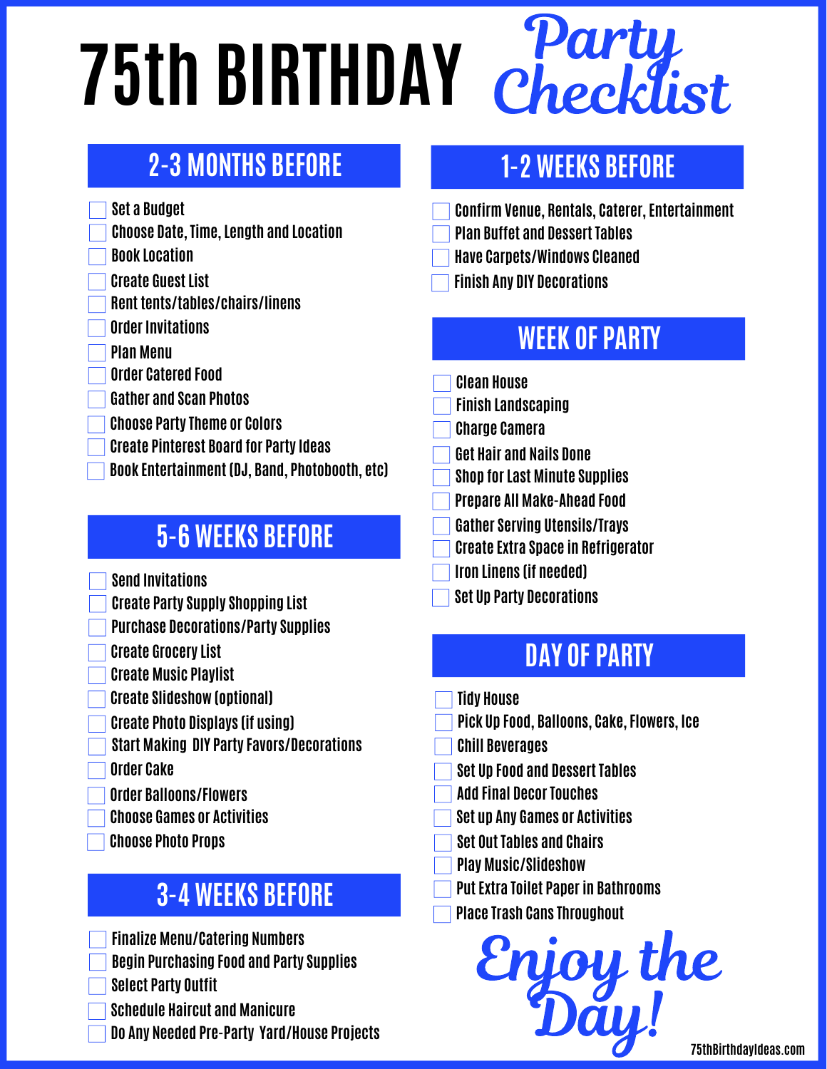# 75th BIRTHDAY Party Checklist

## 2-3 MONTHS BEFORE

- [ ] Set a Budget
- [ ] Choose Date, Time, Length and Location
- [ ] Book Location
- [ ] Create Guest List
- [ ] Rent tents/tables/chairs/linens
- [ ] Order Invitations
- [ ] Plan Menu
- [ ] Order Catered Food
- [ ] Gather and Scan Photos
- [ ] Choose Party Theme or Colors
- [ ] Create Pinterest Board for Party Ideas
- [ ] Book Entertainment (DJ, Band, Photobooth, etc)

## 5-6 WEEKS BEFORE

- [ ] Send Invitations
- [ ] Create Party Supply Shopping List
- [ ] Purchase Decorations/Party Supplies
- [ ] Create Grocery List
- [ ] Create Music Playlist
- [ ] Create Slideshow (optional)
- [ ] Create Photo Displays (if using)
- [ ] Start Making DIY Party Favors/Decorations
- [ ] Order Cake
- [ ] Order Balloons/Flowers
- [ ] Choose Games or Activities
- [ ] Choose Photo Props

## 3-4 WEEKS BEFORE

- [ ] Finalize Menu/Catering Numbers
- [ ] Begin Purchasing Food and Party Supplies
- [ ] Select Party Outfit
- [ ] Schedule Haircut and Manicure
- [ ] Do Any Needed Pre-Party Yard/House Projects

## 1-2 WEEKS BEFORE

- [ ] Confirm Venue, Rentals, Caterer, Entertainment
- [ ] Plan Buffet and Dessert Tables
- [ ] Have Carpets/Windows Cleaned
- [ ] Finish Any DIY Decorations

## WEEK OF PARTY

- [ ] Clean House
- [ ] Finish Landscaping
- [ ] Charge Camera
- [ ] Get Hair and Nails Done
- [ ] Shop for Last Minute Supplies
- [ ] Prepare All Make-Ahead Food
- [ ] Gather Serving Utensils/Trays
- [ ] Create Extra Space in Refrigerator
- [ ] Iron Linens (if needed)
- [ ] Set Up Party Decorations

## DAY OF PARTY

- [ ] Tidy House
- [ ] Pick Up Food, Balloons, Cake, Flowers, Ice
- [ ] Chill Beverages
- [ ] Set Up Food and Dessert Tables
- [ ] Add Final Decor Touches
- [ ] Set up Any Games or Activities
- [ ] Set Out Tables and Chairs
- [ ] Play Music/Slideshow
- [ ] Put Extra Toilet Paper in Bathrooms
- [ ] Place Trash Cans Throughout

*Enjoy the Day!*

75thBirthdayIdeas.com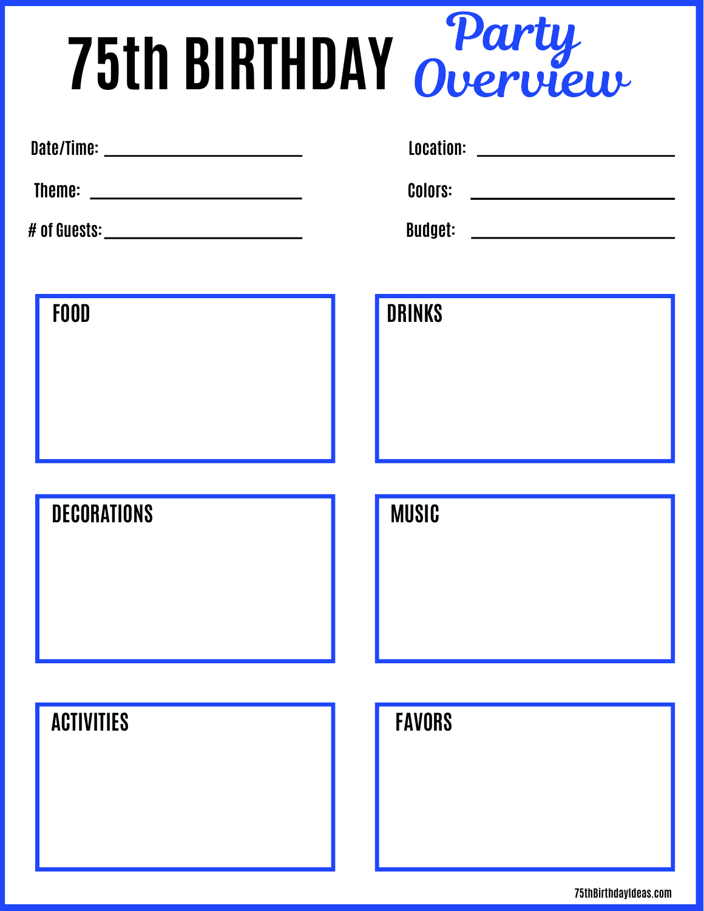# 75th BIRTHDAY *Party Overview*

Date/Time: ______________________

Location: ______________________

Theme: ______________________

Colors: ______________________

# of Guests: ______________________

Budget: ______________________

## FOOD

## DRINKS

## DECORATIONS

## MUSIC

## ACTIVITIES

## FAVORS

75thBirthdayIdeas.com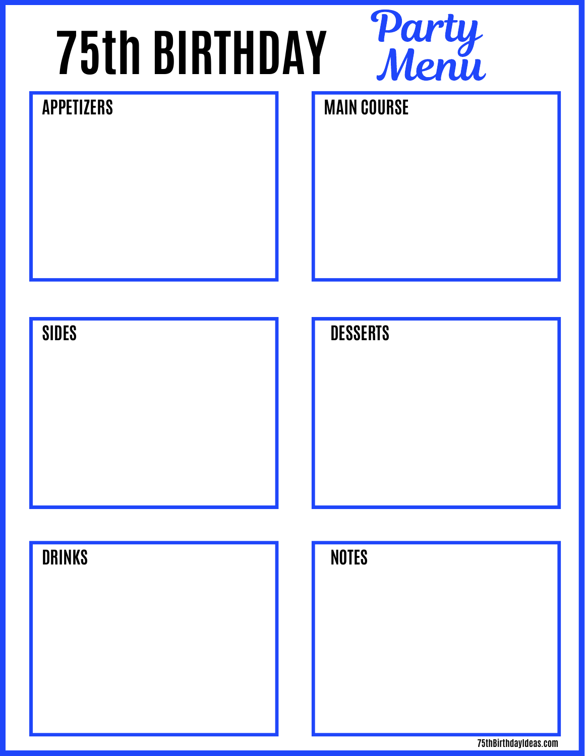# 75th BIRTHDAY *Party Menu*

## APPETIZERS

## MAIN COURSE

## SIDES

## DESSERTS

## DRINKS

## NOTES

75thBirthdayIdeas.com